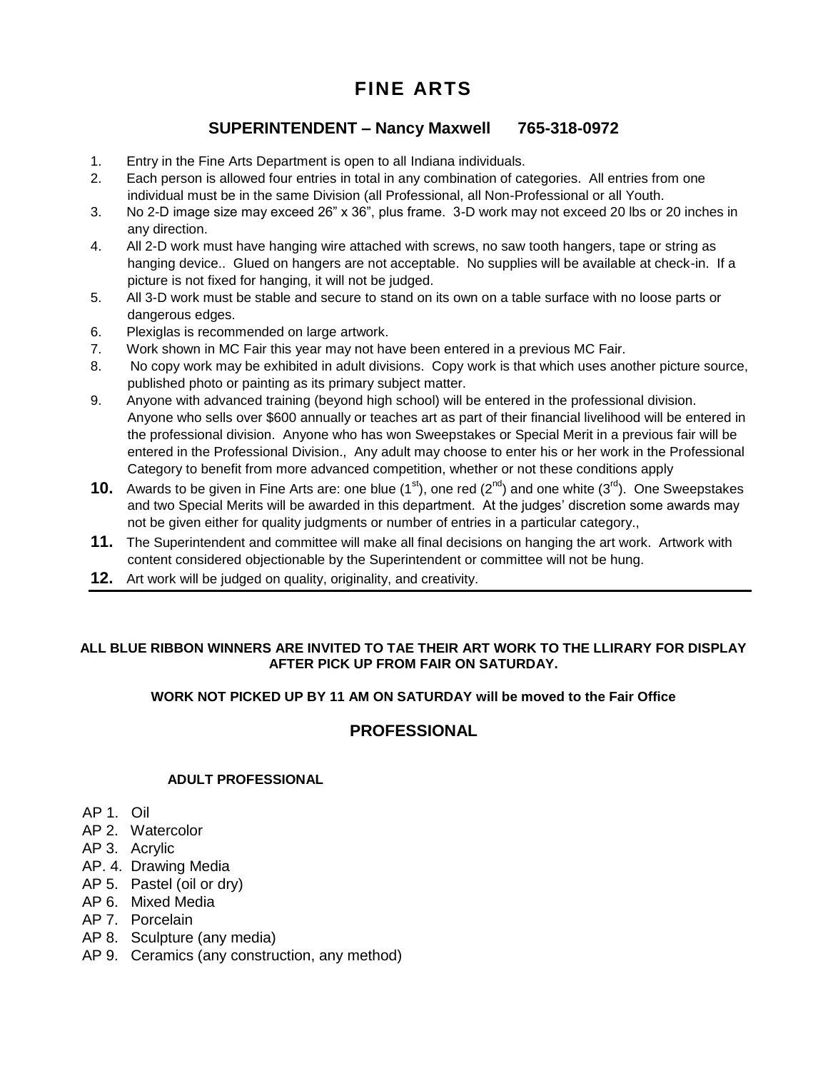# FINE ARTS

## SUPERINTENDENT – Nancy Maxwell 765-318-0972

1. Entry in the Fine Arts Department is open to all Indiana individuals.
2. Each person is allowed four entries in total in any combination of categories. All entries from one individual must be in the same Division (all Professional, all Non-Professional or all Youth.
3. No 2-D image size may exceed 26" x 36", plus frame. 3-D work may not exceed 20 lbs or 20 inches in any direction.
4. All 2-D work must have hanging wire attached with screws, no saw tooth hangers, tape or string as hanging device.. Glued on hangers are not acceptable. No supplies will be available at check-in. If a picture is not fixed for hanging, it will not be judged.
5. All 3-D work must be stable and secure to stand on its own on a table surface with no loose parts or dangerous edges.
6. Plexiglas is recommended on large artwork.
7. Work shown in MC Fair this year may not have been entered in a previous MC Fair.
8. No copy work may be exhibited in adult divisions. Copy work is that which uses another picture source, published photo or painting as its primary subject matter.
9. Anyone with advanced training (beyond high school) will be entered in the professional division. Anyone who sells over $600 annually or teaches art as part of their financial livelihood will be entered in the professional division. Anyone who has won Sweepstakes or Special Merit in a previous fair will be entered in the Professional Division., Any adult may choose to enter his or her work in the Professional Category to benefit from more advanced competition, whether or not these conditions apply
10. Awards to be given in Fine Arts are: one blue (1st), one red (2nd) and one white (3rd). One Sweepstakes and two Special Merits will be awarded in this department. At the judges' discretion some awards may not be given either for quality judgments or number of entries in a particular category.,
11. The Superintendent and committee will make all final decisions on hanging the art work. Artwork with content considered objectionable by the Superintendent or committee will not be hung.
12. Art work will be judged on quality, originality, and creativity.

---

**ALL BLUE RIBBON WINNERS ARE INVITED TO TAE THEIR ART WORK TO THE LLIRARY FOR DISPLAY AFTER PICK UP FROM FAIR ON SATURDAY.**

**WORK NOT PICKED UP BY 11 AM ON SATURDAY will be moved to the Fair Office**

## PROFESSIONAL

### ADULT PROFESSIONAL

AP 1. Oil
AP 2. Watercolor
AP 3. Acrylic
AP. 4. Drawing Media
AP 5. Pastel (oil or dry)
AP 6. Mixed Media
AP 7. Porcelain
AP 8. Sculpture (any media)
AP 9. Ceramics (any construction, any method)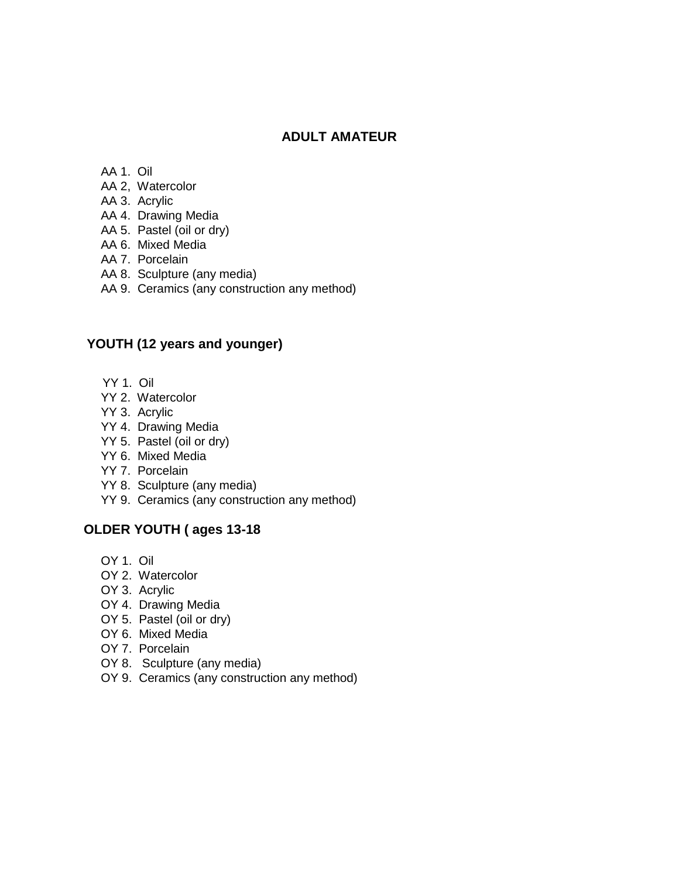## ADULT AMATEUR

AA 1.  Oil
AA 2,  Watercolor
AA 3.  Acrylic
AA 4.  Drawing Media
AA 5.  Pastel (oil or dry)
AA 6.  Mixed Media
AA 7.  Porcelain
AA 8.  Sculpture (any media)
AA 9.  Ceramics (any construction any method)

## YOUTH (12 years and younger)

YY 1.  Oil
YY 2.  Watercolor
YY 3.  Acrylic
YY 4.  Drawing Media
YY 5.  Pastel (oil or dry)
YY 6.  Mixed Media
YY 7.  Porcelain
YY 8.  Sculpture (any media)
YY 9.  Ceramics (any construction any method)

## OLDER YOUTH ( ages 13-18

OY 1.  Oil
OY 2.  Watercolor
OY 3.  Acrylic
OY 4.  Drawing Media
OY 5.  Pastel (oil or dry)
OY 6.  Mixed Media
OY 7.  Porcelain
OY 8.  Sculpture (any media)
OY 9.  Ceramics (any construction any method)